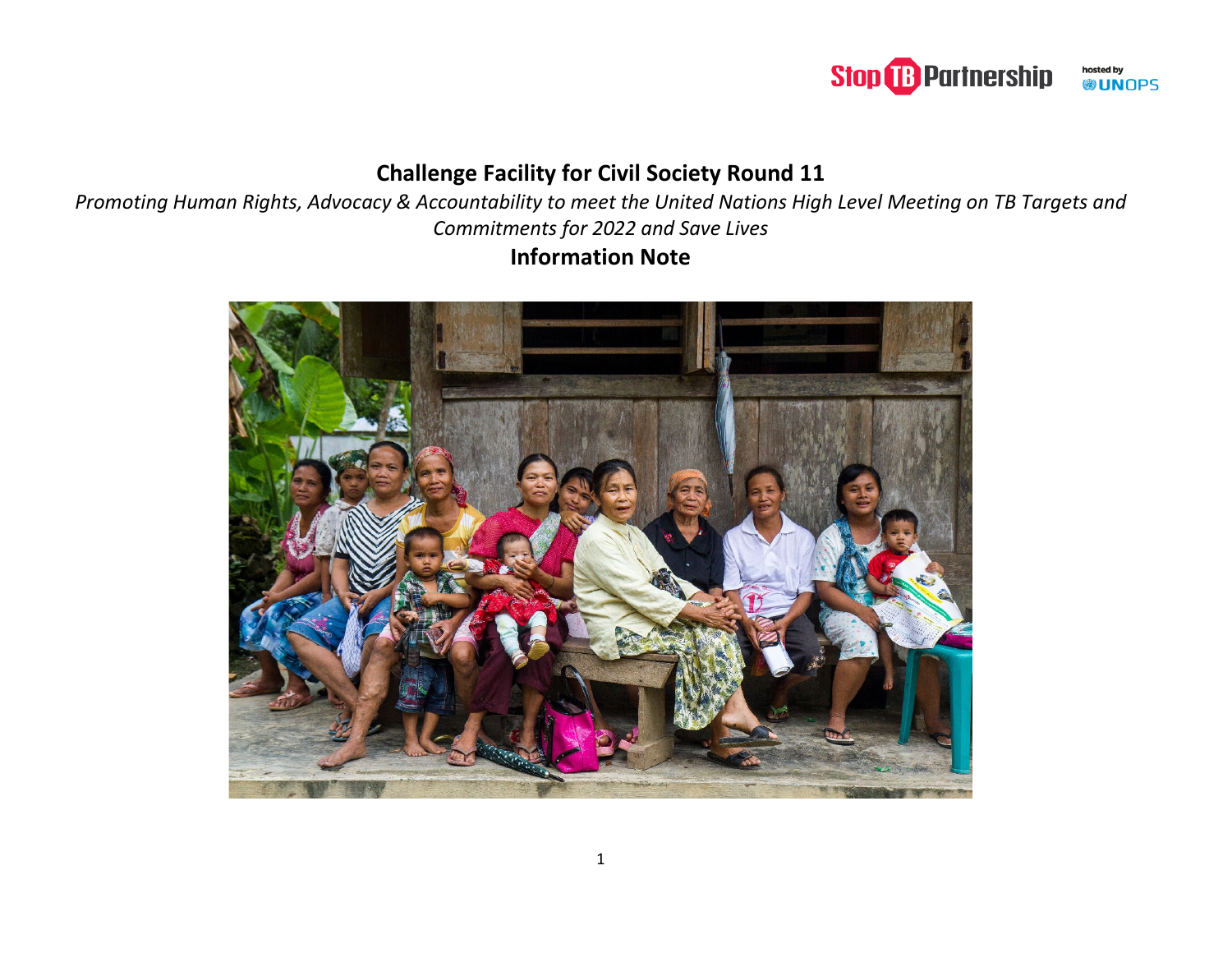# Challenge Facility for Civil Society Round 11

*Promoting Human Rights, Advocacy & Accountability to meet the United Nations High Level Meeting on TB Targets and Commitments for 2022 and Save Lives*

## Information Note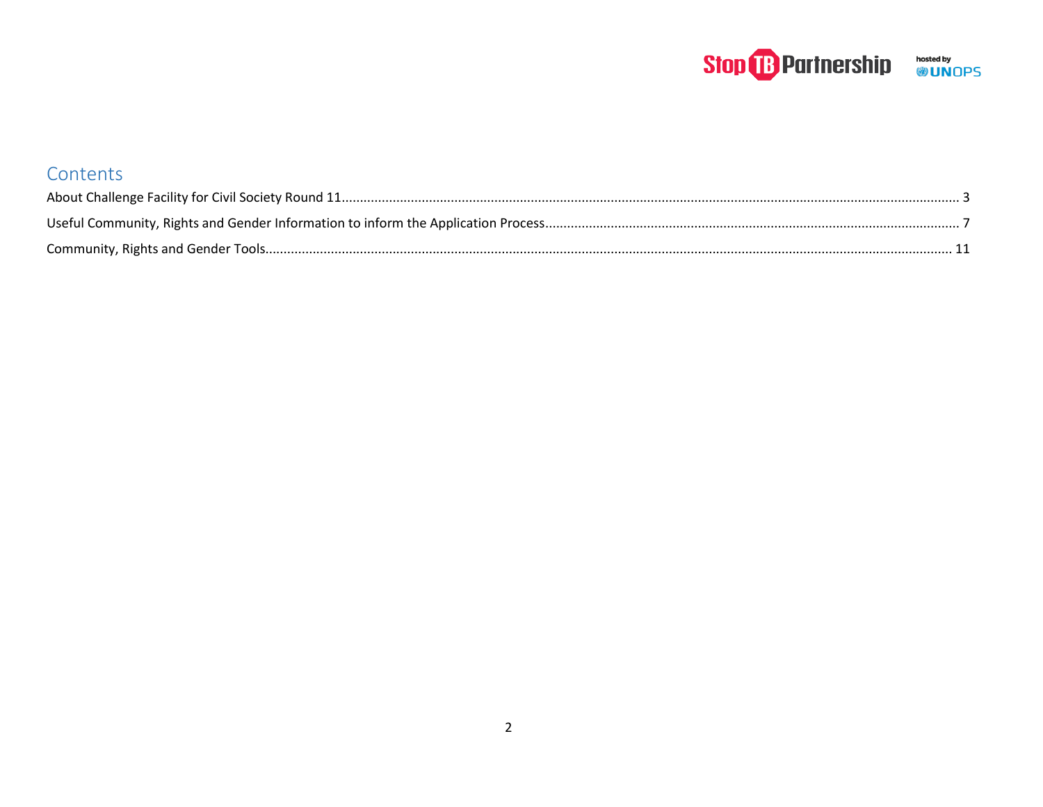# Contents

About Challenge Facility for Civil Society Round 11 ........................................ 3

Useful Community, Rights and Gender Information to inform the Application Process ........................................ 7

Community, Rights and Gender Tools ........................................ 11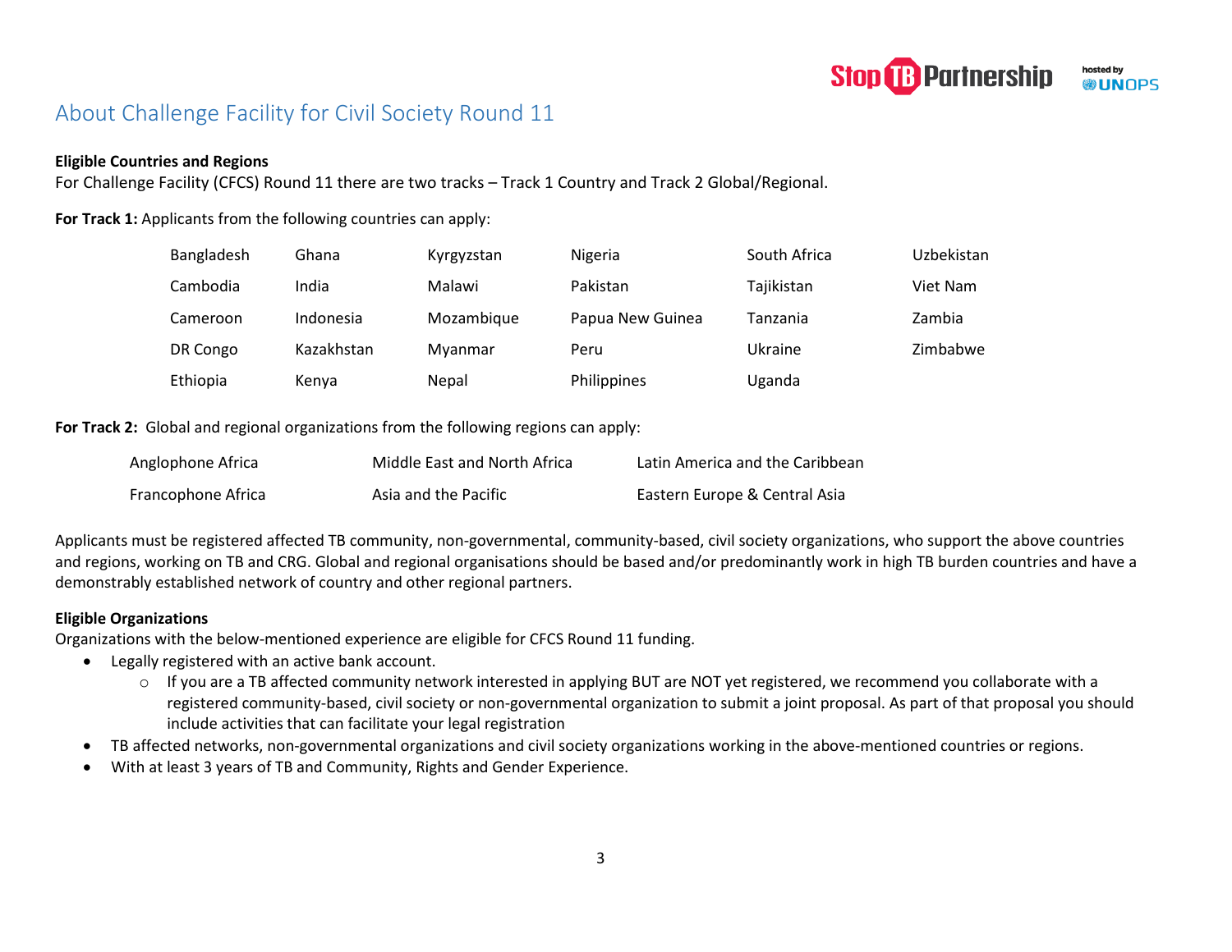## About Challenge Facility for Civil Society Round 11

**Eligible Countries and Regions**

For Challenge Facility (CFCS) Round 11 there are two tracks – Track 1 Country and Track 2 Global/Regional.

**For Track 1:** Applicants from the following countries can apply:

| | | | | | |
|---|---|---|---|---|---|
| Bangladesh | Ghana | Kyrgyzstan | Nigeria | South Africa | Uzbekistan |
| Cambodia | India | Malawi | Pakistan | Tajikistan | Viet Nam |
| Cameroon | Indonesia | Mozambique | Papua New Guinea | Tanzania | Zambia |
| DR Congo | Kazakhstan | Myanmar | Peru | Ukraine | Zimbabwe |
| Ethiopia | Kenya | Nepal | Philippines | Uganda | |

**For Track 2:** Global and regional organizations from the following regions can apply:

| | | |
|---|---|---|
| Anglophone Africa | Middle East and North Africa | Latin America and the Caribbean |
| Francophone Africa | Asia and the Pacific | Eastern Europe & Central Asia |

Applicants must be registered affected TB community, non-governmental, community-based, civil society organizations, who support the above countries and regions, working on TB and CRG. Global and regional organisations should be based and/or predominantly work in high TB burden countries and have a demonstrably established network of country and other regional partners.

**Eligible Organizations**

Organizations with the below-mentioned experience are eligible for CFCS Round 11 funding.

- Legally registered with an active bank account.
  - If you are a TB affected community network interested in applying BUT are NOT yet registered, we recommend you collaborate with a registered community-based, civil society or non-governmental organization to submit a joint proposal. As part of that proposal you should include activities that can facilitate your legal registration
- TB affected networks, non-governmental organizations and civil society organizations working in the above-mentioned countries or regions.
- With at least 3 years of TB and Community, Rights and Gender Experience.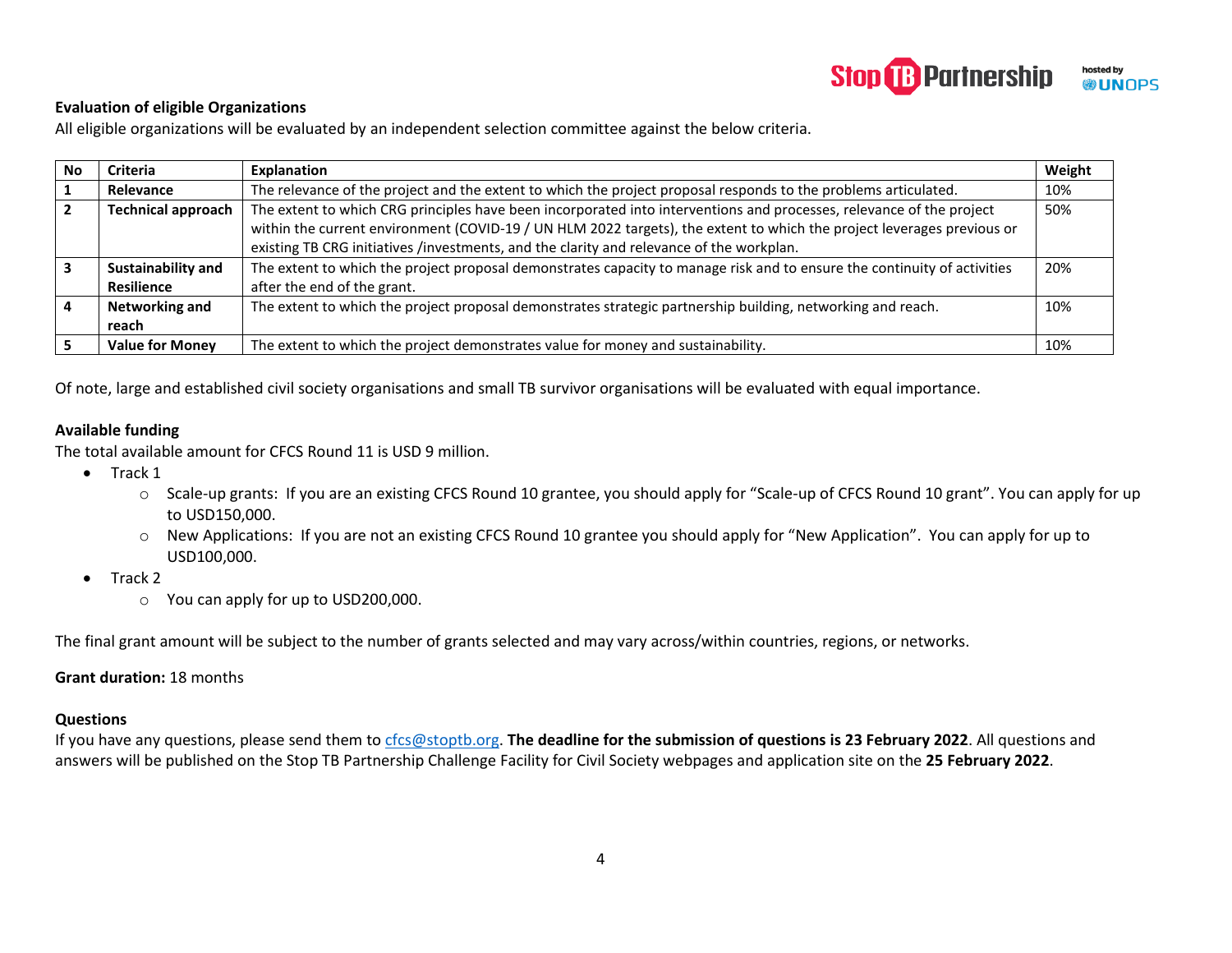**Evaluation of eligible Organizations**

All eligible organizations will be evaluated by an independent selection committee against the below criteria.

| No | Criteria | Explanation | Weight |
|---|---|---|---|
| 1 | **Relevance** | The relevance of the project and the extent to which the project proposal responds to the problems articulated. | 10% |
| 2 | **Technical approach** | The extent to which CRG principles have been incorporated into interventions and processes, relevance of the project within the current environment (COVID-19 / UN HLM 2022 targets), the extent to which the project leverages previous or existing TB CRG initiatives /investments, and the clarity and relevance of the workplan. | 50% |
| 3 | **Sustainability and Resilience** | The extent to which the project proposal demonstrates capacity to manage risk and to ensure the continuity of activities after the end of the grant. | 20% |
| 4 | **Networking and reach** | The extent to which the project proposal demonstrates strategic partnership building, networking and reach. | 10% |
| 5 | **Value for Money** | The extent to which the project demonstrates value for money and sustainability. | 10% |

Of note, large and established civil society organisations and small TB survivor organisations will be evaluated with equal importance.

**Available funding**

The total available amount for CFCS Round 11 is USD 9 million.

- Track 1
  - Scale-up grants: If you are an existing CFCS Round 10 grantee, you should apply for "Scale-up of CFCS Round 10 grant". You can apply for up to USD150,000.
  - New Applications: If you are not an existing CFCS Round 10 grantee you should apply for "New Application". You can apply for up to USD100,000.
- Track 2
  - You can apply for up to USD200,000.

The final grant amount will be subject to the number of grants selected and may vary across/within countries, regions, or networks.

**Grant duration:** 18 months

**Questions**

If you have any questions, please send them to cfcs@stoptb.org. **The deadline for the submission of questions is 23 February 2022**. All questions and answers will be published on the Stop TB Partnership Challenge Facility for Civil Society webpages and application site on the **25 February 2022**.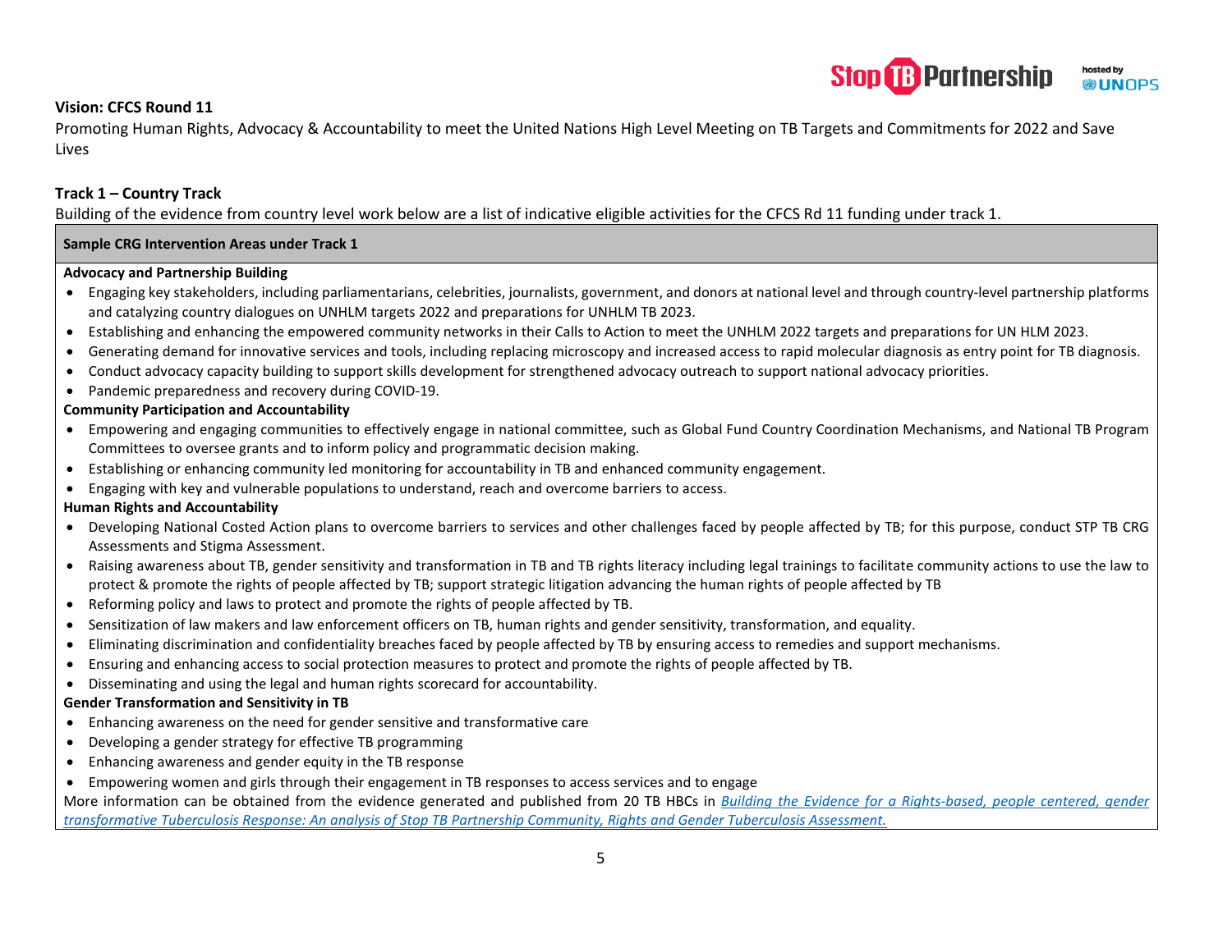**Vision: CFCS Round 11**

Promoting Human Rights, Advocacy & Accountability to meet the United Nations High Level Meeting on TB Targets and Commitments for 2022 and Save Lives

**Track 1 – Country Track**

Building of the evidence from country level work below are a list of indicative eligible activities for the CFCS Rd 11 funding under track 1.

**Sample CRG Intervention Areas under Track 1**

**Advocacy and Partnership Building**

- Engaging key stakeholders, including parliamentarians, celebrities, journalists, government, and donors at national level and through country-level partnership platforms and catalyzing country dialogues on UNHLM targets 2022 and preparations for UNHLM TB 2023.
- Establishing and enhancing the empowered community networks in their Calls to Action to meet the UNHLM 2022 targets and preparations for UN HLM 2023.
- Generating demand for innovative services and tools, including replacing microscopy and increased access to rapid molecular diagnosis as entry point for TB diagnosis.
- Conduct advocacy capacity building to support skills development for strengthened advocacy outreach to support national advocacy priorities.
- Pandemic preparedness and recovery during COVID-19.

**Community Participation and Accountability**

- Empowering and engaging communities to effectively engage in national committee, such as Global Fund Country Coordination Mechanisms, and National TB Program Committees to oversee grants and to inform policy and programmatic decision making.
- Establishing or enhancing community led monitoring for accountability in TB and enhanced community engagement.
- Engaging with key and vulnerable populations to understand, reach and overcome barriers to access.

**Human Rights and Accountability**

- Developing National Costed Action plans to overcome barriers to services and other challenges faced by people affected by TB; for this purpose, conduct STP TB CRG Assessments and Stigma Assessment.
- Raising awareness about TB, gender sensitivity and transformation in TB and TB rights literacy including legal trainings to facilitate community actions to use the law to protect & promote the rights of people affected by TB; support strategic litigation advancing the human rights of people affected by TB
- Reforming policy and laws to protect and promote the rights of people affected by TB.
- Sensitization of law makers and law enforcement officers on TB, human rights and gender sensitivity, transformation, and equality.
- Eliminating discrimination and confidentiality breaches faced by people affected by TB by ensuring access to remedies and support mechanisms.
- Ensuring and enhancing access to social protection measures to protect and promote the rights of people affected by TB.
- Disseminating and using the legal and human rights scorecard for accountability.

**Gender Transformation and Sensitivity in TB**

- Enhancing awareness on the need for gender sensitive and transformative care
- Developing a gender strategy for effective TB programming
- Enhancing awareness and gender equity in the TB response
- Empowering women and girls through their engagement in TB responses to access services and to engage

More information can be obtained from the evidence generated and published from 20 TB HBCs in *Building the Evidence for a Rights-based, people centered, gender transformative Tuberculosis Response: An analysis of Stop TB Partnership Community, Rights and Gender Tuberculosis Assessment.*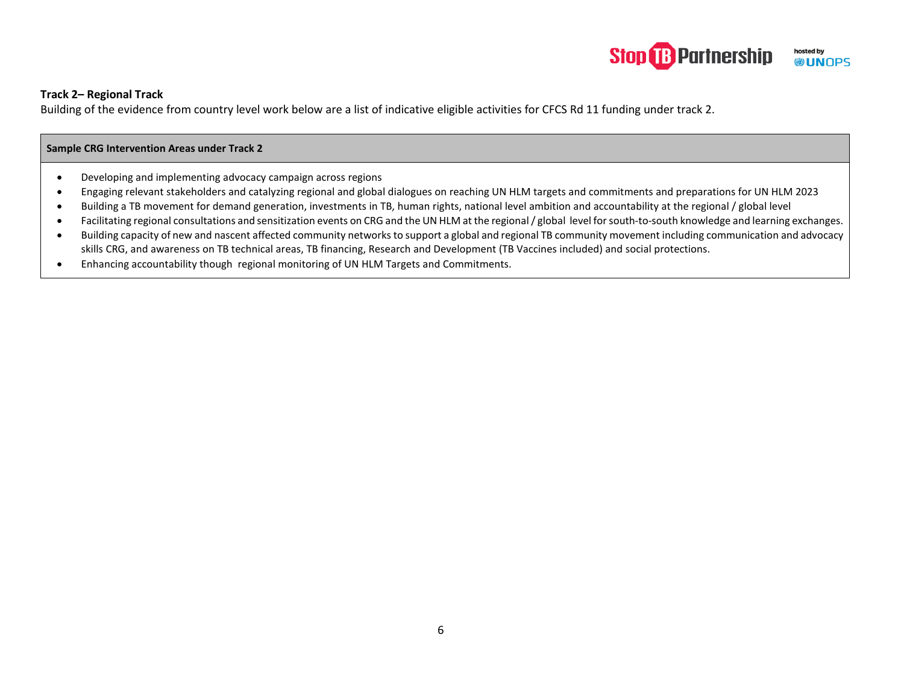**Track 2– Regional Track**

Building of the evidence from country level work below are a list of indicative eligible activities for CFCS Rd 11 funding under track 2.

| Sample CRG Intervention Areas under Track 2 |
| --- |
| • Developing and implementing advocacy campaign across regions<br>• Engaging relevant stakeholders and catalyzing regional and global dialogues on reaching UN HLM targets and commitments and preparations for UN HLM 2023<br>• Building a TB movement for demand generation, investments in TB, human rights, national level ambition and accountability at the regional / global level<br>• Facilitating regional consultations and sensitization events on CRG and the UN HLM at the regional / global level for south-to-south knowledge and learning exchanges.<br>• Building capacity of new and nascent affected community networks to support a global and regional TB community movement including communication and advocacy skills CRG, and awareness on TB technical areas, TB financing, Research and Development (TB Vaccines included) and social protections.<br>• Enhancing accountability though regional monitoring of UN HLM Targets and Commitments. |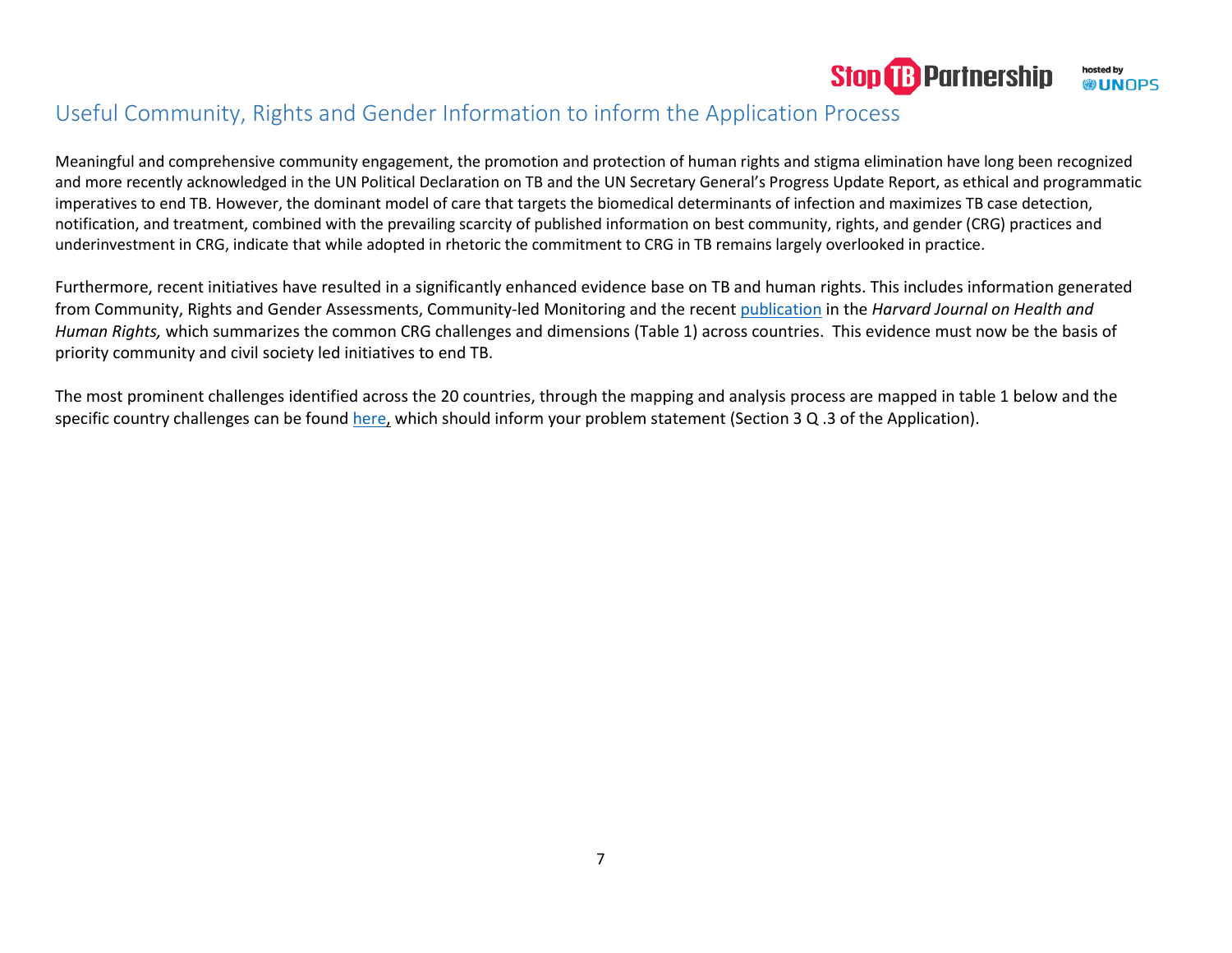# Useful Community, Rights and Gender Information to inform the Application Process

Meaningful and comprehensive community engagement, the promotion and protection of human rights and stigma elimination have long been recognized and more recently acknowledged in the UN Political Declaration on TB and the UN Secretary General's Progress Update Report, as ethical and programmatic imperatives to end TB. However, the dominant model of care that targets the biomedical determinants of infection and maximizes TB case detection, notification, and treatment, combined with the prevailing scarcity of published information on best community, rights, and gender (CRG) practices and underinvestment in CRG, indicate that while adopted in rhetoric the commitment to CRG in TB remains largely overlooked in practice.

Furthermore, recent initiatives have resulted in a significantly enhanced evidence base on TB and human rights. This includes information generated from Community, Rights and Gender Assessments, Community-led Monitoring and the recent publication in the *Harvard Journal on Health and Human Rights,* which summarizes the common CRG challenges and dimensions (Table 1) across countries. This evidence must now be the basis of priority community and civil society led initiatives to end TB.

The most prominent challenges identified across the 20 countries, through the mapping and analysis process are mapped in table 1 below and the specific country challenges can be found here, which should inform your problem statement (Section 3 Q .3 of the Application).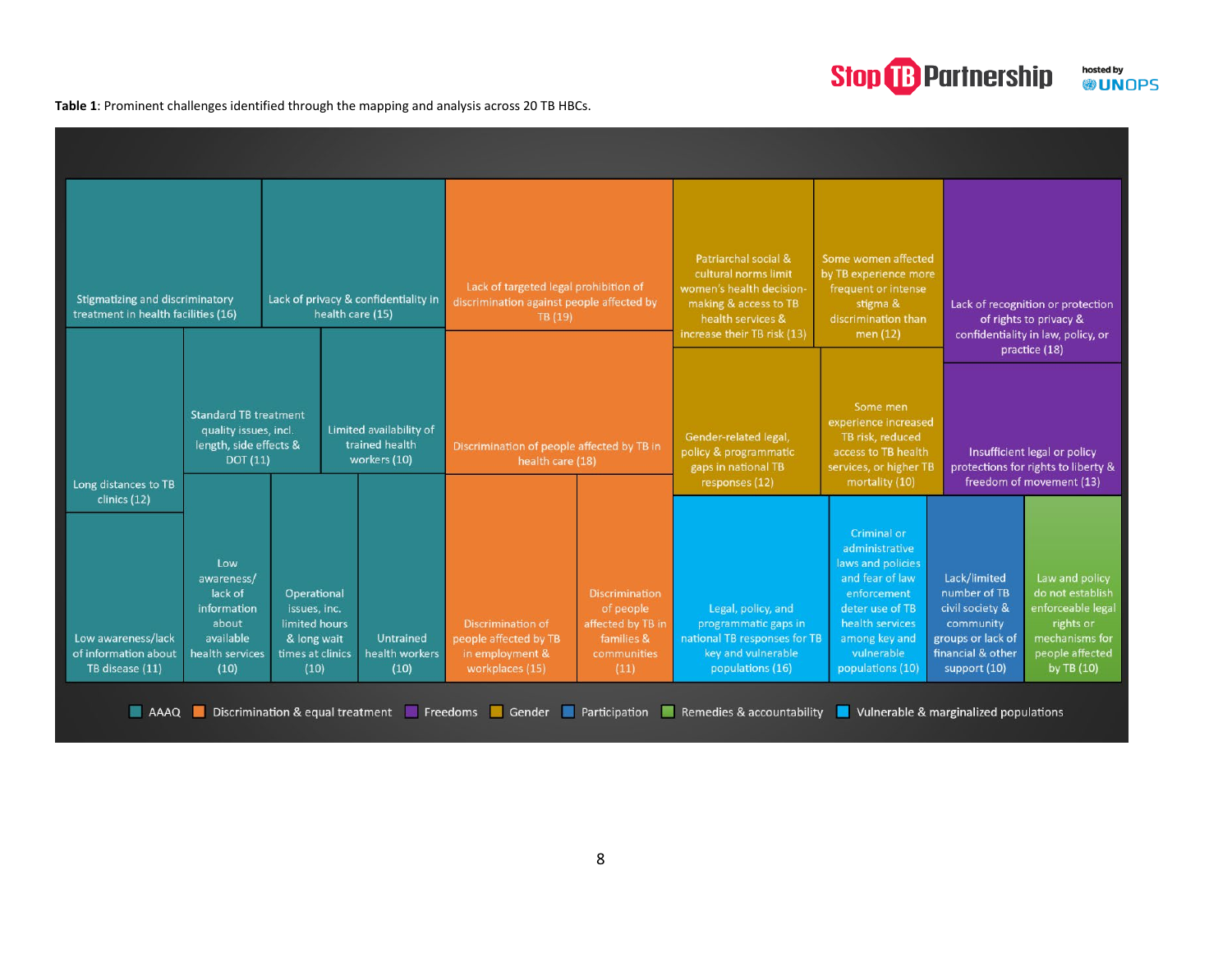**Table 1**: Prominent challenges identified through the mapping and analysis across 20 TB HBCs.

| Category | Challenge (number of HBCs) |
|---|---|
| AAAQ | Stigmatizing and discriminatory treatment in health facilities (16) |
| AAAQ | Lack of privacy & confidentiality in health care (15) |
| AAAQ | Long distances to TB clinics (12) |
| AAAQ | Standard TB treatment quality issues, incl. length, side effects & DOT (11) |
| AAAQ | Limited availability of trained health workers (10) |
| AAAQ | Low awareness/lack of information about TB disease (11) |
| AAAQ | Low awareness/ lack of information about available health services (10) |
| AAAQ | Operational issues, inc. limited hours & long wait times at clinics (10) |
| AAAQ | Untrained health workers (10) |
| Discrimination & equal treatment | Lack of targeted legal prohibition of discrimination against people affected by TB (19) |
| Discrimination & equal treatment | Discrimination of people affected by TB in health care (18) |
| Discrimination & equal treatment | Discrimination of people affected by TB in employment & workplaces (15) |
| Discrimination & equal treatment | Discrimination of people affected by TB in families & communities (11) |
| Gender | Patriarchal social & cultural norms limit women's health decision-making & access to TB health services & increase their TB risk (13) |
| Gender | Some women affected by TB experience more frequent or intense stigma & discrimination than men (12) |
| Gender | Gender-related legal, policy & programmatic gaps in national TB responses (12) |
| Gender | Some men experience increased TB risk, reduced access to TB health services, or higher TB mortality (10) |
| Freedoms | Lack of recognition or protection of rights to privacy & confidentiality in law, policy, or practice (18) |
| Freedoms | Insufficient legal or policy protections for rights to liberty & freedom of movement (13) |
| Vulnerable & marginalized populations | Legal, policy, and programmatic gaps in national TB responses for TB key and vulnerable populations (16) |
| Vulnerable & marginalized populations | Criminal or administrative laws and policies and fear of law enforcement deter use of TB health services among key and vulnerable populations (10) |
| Participation | Lack/limited number of TB civil society & community groups or lack of financial & other support (10) |
| Remedies & accountability | Law and policy do not establish enforceable legal rights or mechanisms for people affected by TB (10) |

Legend: AAAQ; Discrimination & equal treatment; Freedoms; Gender; Participation; Remedies & accountability; Vulnerable & marginalized populations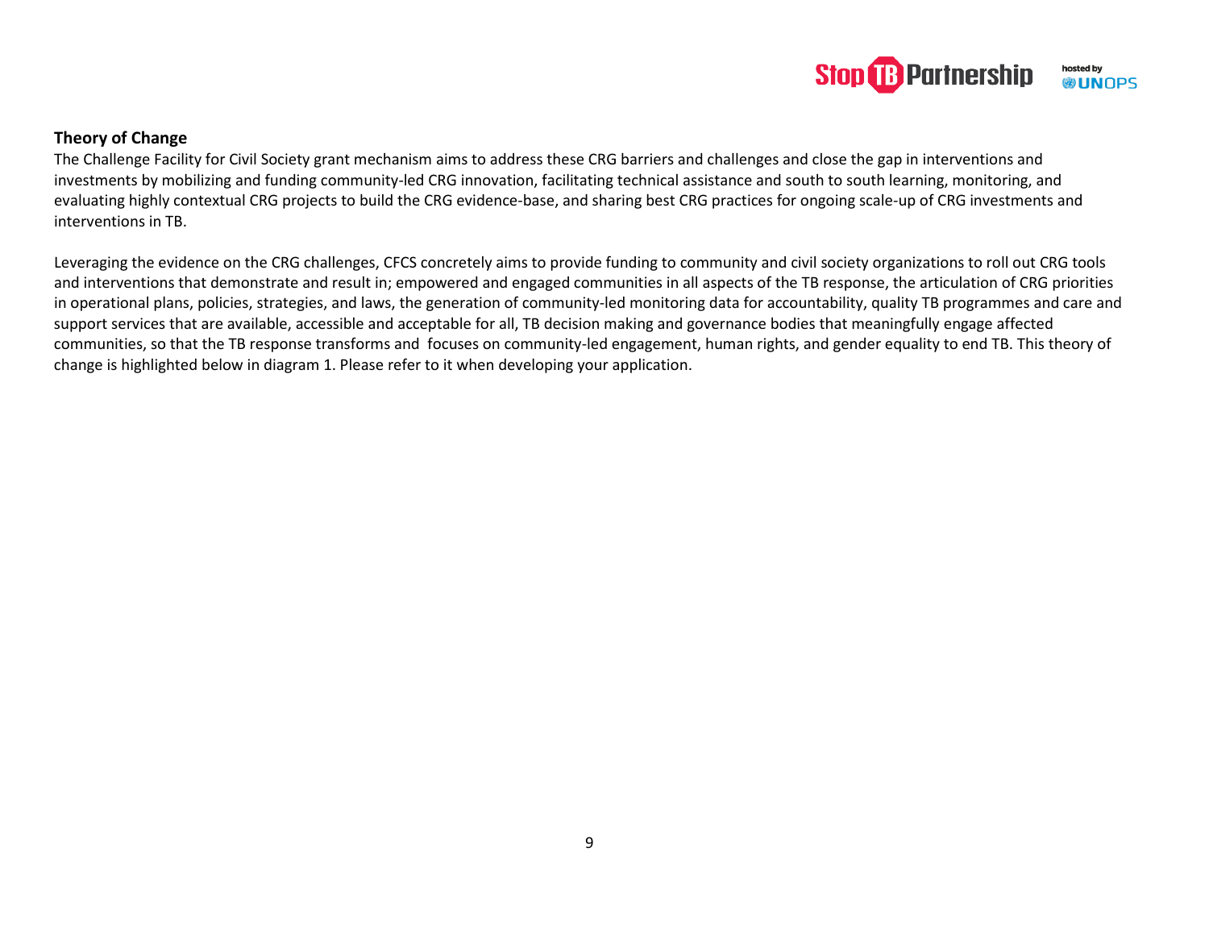### Theory of Change

The Challenge Facility for Civil Society grant mechanism aims to address these CRG barriers and challenges and close the gap in interventions and investments by mobilizing and funding community-led CRG innovation, facilitating technical assistance and south to south learning, monitoring, and evaluating highly contextual CRG projects to build the CRG evidence-base, and sharing best CRG practices for ongoing scale-up of CRG investments and interventions in TB.

Leveraging the evidence on the CRG challenges, CFCS concretely aims to provide funding to community and civil society organizations to roll out CRG tools and interventions that demonstrate and result in; empowered and engaged communities in all aspects of the TB response, the articulation of CRG priorities in operational plans, policies, strategies, and laws, the generation of community-led monitoring data for accountability, quality TB programmes and care and support services that are available, accessible and acceptable for all, TB decision making and governance bodies that meaningfully engage affected communities, so that the TB response transforms and focuses on community-led engagement, human rights, and gender equality to end TB. This theory of change is highlighted below in diagram 1. Please refer to it when developing your application.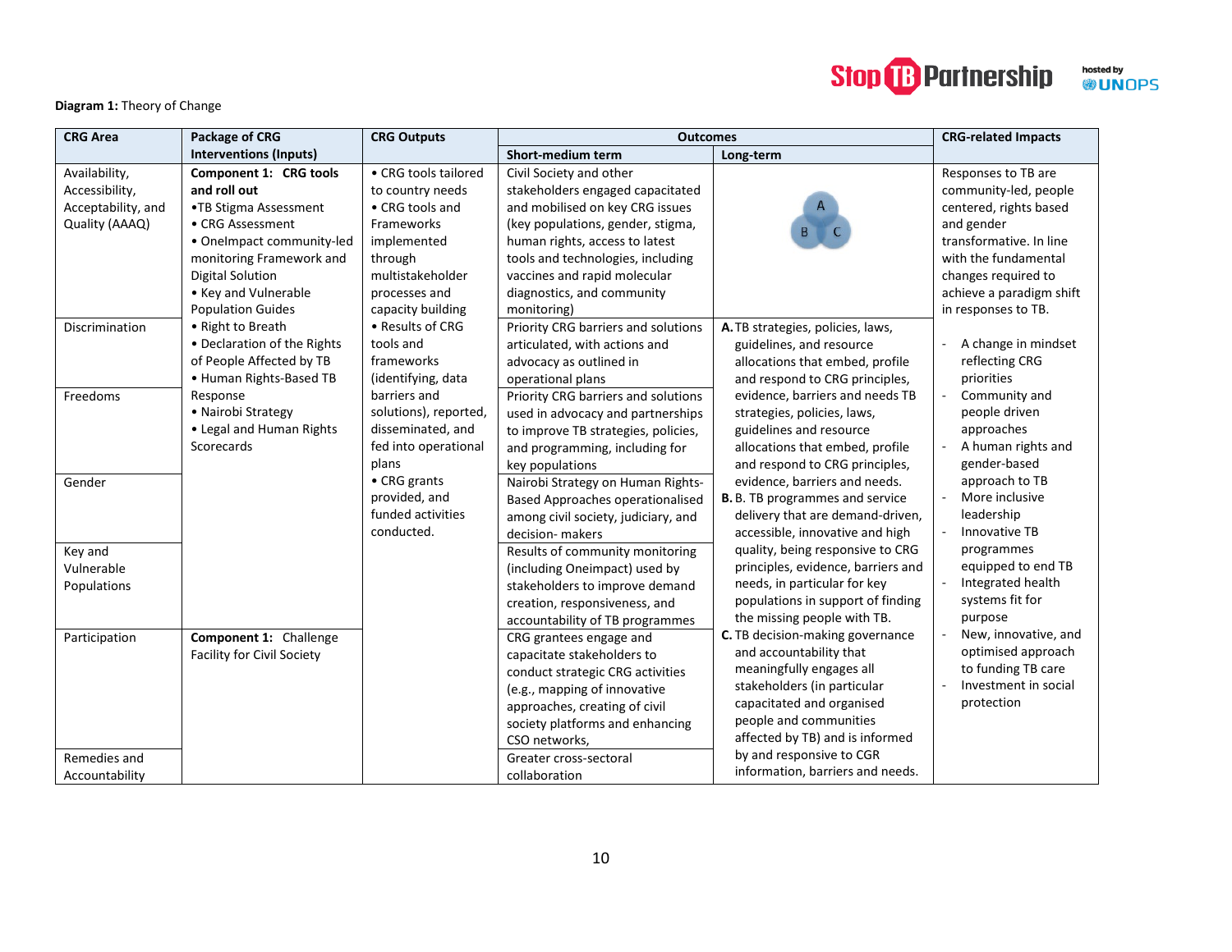**Diagram 1:** Theory of Change

| CRG Area | Package of CRG Interventions (Inputs) | CRG Outputs | Outcomes | | CRG-related Impacts |
|---|---|---|---|---|---|
| | | | **Short-medium term** | **Long-term** | |
| Availability, Accessibility, Acceptability, and Quality (AAAQ) | **Component 1: CRG tools and roll out**<br>•TB Stigma Assessment<br>• CRG Assessment<br>• OneImpact community-led monitoring Framework and Digital Solution<br>• Key and Vulnerable Population Guides<br>• Right to Breath<br>• Declaration of the Rights of People Affected by TB<br>• Human Rights-Based TB Response<br>• Nairobi Strategy<br>• Legal and Human Rights Scorecards | • CRG tools tailored to country needs<br>• CRG tools and Frameworks implemented through multistakeholder processes and capacity building<br>• Results of CRG tools and frameworks (identifying, data barriers and solutions), reported, disseminated, and fed into operational plans<br>• CRG grants provided, and funded activities conducted. | Civil Society and other stakeholders engaged capacitated and mobilised on key CRG issues (key populations, gender, stigma, human rights, access to latest tools and technologies, including vaccines and rapid molecular diagnostics, and community monitoring) | A<br>B C | Responses to TB are community-led, people centered, rights based and gender transformative. In line with the fundamental changes required to achieve a paradigm shift in responses to TB.<br>- A change in mindset reflecting CRG priorities<br>- Community and people driven approaches<br>- A human rights and gender-based approach to TB<br>- More inclusive leadership<br>- Innovative TB programmes equipped to end TB<br>- Integrated health systems fit for purpose<br>- New, innovative, and optimised approach to funding TB care<br>- Investment in social protection |
| Discrimination | | | Priority CRG barriers and solutions articulated, with actions and advocacy as outlined in operational plans | **A.** TB strategies, policies, laws, guidelines, and resource allocations that embed, profile and respond to CRG principles, evidence, barriers and needs TB strategies, policies, laws, guidelines and resource allocations that embed, profile and respond to CRG principles, evidence, barriers and needs.<br>**B.** B. TB programmes and service delivery that are demand-driven, accessible, innovative and high quality, being responsive to CRG principles, evidence, barriers and needs, in particular for key populations in support of finding the missing people with TB.<br>**C.** TB decision-making governance and accountability that meaningfully engages all stakeholders (in particular capacitated and organised people and communities affected by TB) and is informed by and responsive to CGR information, barriers and needs. | |
| Freedoms | | | Priority CRG barriers and solutions used in advocacy and partnerships to improve TB strategies, policies, and programming, including for key populations | | |
| Gender | | | Nairobi Strategy on Human Rights-Based Approaches operationalised among civil society, judiciary, and decision- makers | | |
| Key and Vulnerable Populations | | | Results of community monitoring (including Oneimpact) used by stakeholders to improve demand creation, responsiveness, and accountability of TB programmes | | |
| Participation | **Component 1:** Challenge Facility for Civil Society | | CRG grantees engage and capacitate stakeholders to conduct strategic CRG activities (e.g., mapping of innovative approaches, creating of civil society platforms and enhancing CSO networks, | | |
| Remedies and Accountability | | | Greater cross-sectoral collaboration | | |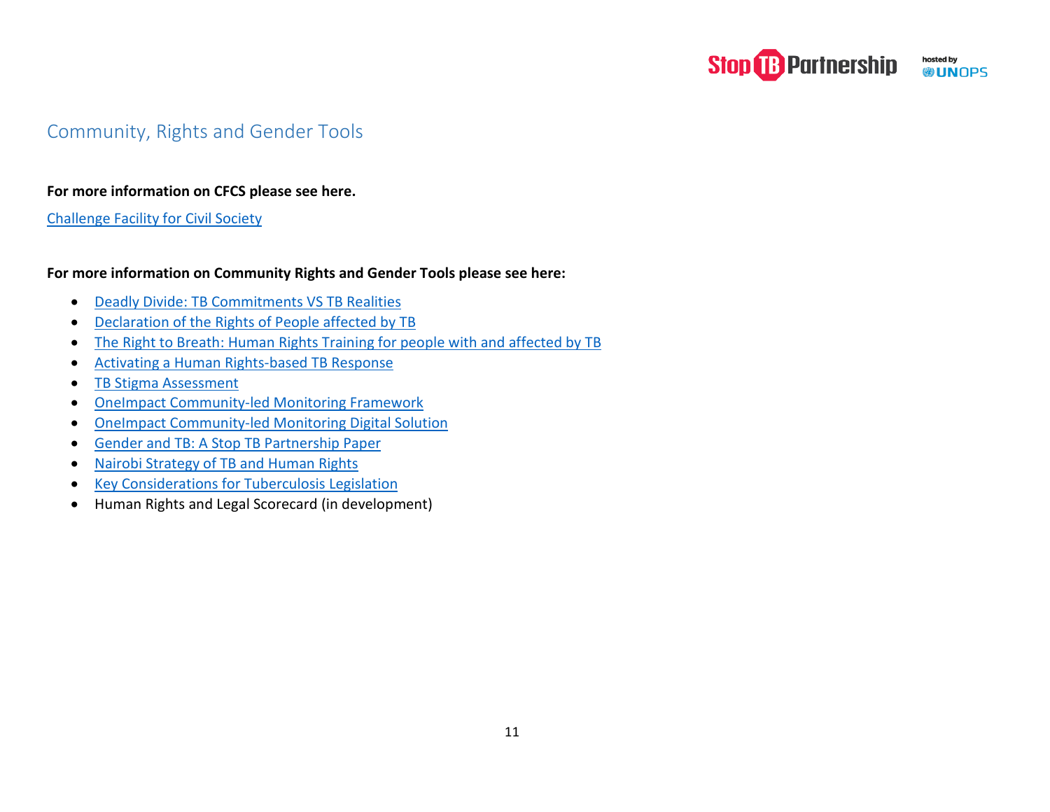## Community, Rights and Gender Tools

**For more information on CFCS please see here.**

Challenge Facility for Civil Society

**For more information on Community Rights and Gender Tools please see here:**

- Deadly Divide: TB Commitments VS TB Realities
- Declaration of the Rights of People affected by TB
- The Right to Breath: Human Rights Training for people with and affected by TB
- Activating a Human Rights-based TB Response
- TB Stigma Assessment
- OneImpact Community-led Monitoring Framework
- OneImpact Community-led Monitoring Digital Solution
- Gender and TB: A Stop TB Partnership Paper
- Nairobi Strategy of TB and Human Rights
- Key Considerations for Tuberculosis Legislation
- Human Rights and Legal Scorecard (in development)